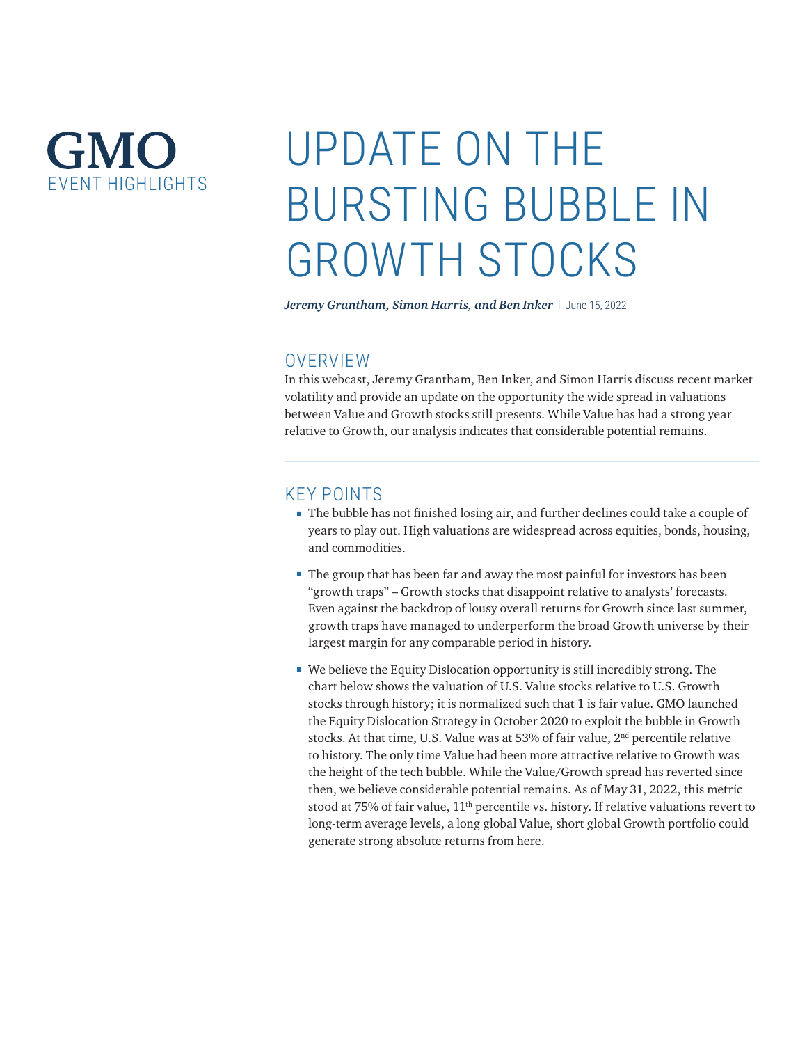**GMO**
EVENT HIGHLIGHTS

# UPDATE ON THE BURSTING BUBBLE IN GROWTH STOCKS

***Jeremy Grantham, Simon Harris, and Ben Inker*** | June 15, 2022

## OVERVIEW

In this webcast, Jeremy Grantham, Ben Inker, and Simon Harris discuss recent market volatility and provide an update on the opportunity the wide spread in valuations between Value and Growth stocks still presents. While Value has had a strong year relative to Growth, our analysis indicates that considerable potential remains.

## KEY POINTS

- The bubble has not finished losing air, and further declines could take a couple of years to play out. High valuations are widespread across equities, bonds, housing, and commodities.
- The group that has been far and away the most painful for investors has been "growth traps" – Growth stocks that disappoint relative to analysts' forecasts. Even against the backdrop of lousy overall returns for Growth since last summer, growth traps have managed to underperform the broad Growth universe by their largest margin for any comparable period in history.
- We believe the Equity Dislocation opportunity is still incredibly strong. The chart below shows the valuation of U.S. Value stocks relative to U.S. Growth stocks through history; it is normalized such that 1 is fair value. GMO launched the Equity Dislocation Strategy in October 2020 to exploit the bubble in Growth stocks. At that time, U.S. Value was at 53% of fair value, 2nd percentile relative to history. The only time Value had been more attractive relative to Growth was the height of the tech bubble. While the Value/Growth spread has reverted since then, we believe considerable potential remains. As of May 31, 2022, this metric stood at 75% of fair value, 11th percentile vs. history. If relative valuations revert to long-term average levels, a long global Value, short global Growth portfolio could generate strong absolute returns from here.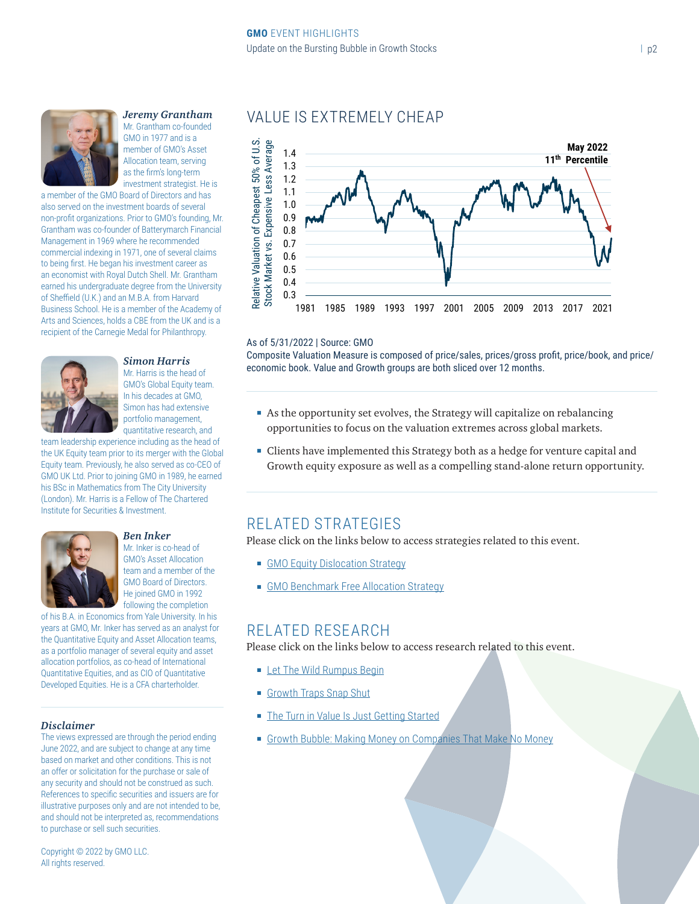*Jeremy Grantham*
Mr. Grantham co-founded GMO in 1977 and is a member of GMO's Asset Allocation team, serving as the firm's long-term investment strategist. He is a member of the GMO Board of Directors and has also served on the investment boards of several non-profit organizations. Prior to GMO's founding, Mr. Grantham was co-founder of Batterymarch Financial Management in 1969 where he recommended commercial indexing in 1971, one of several claims to being first. He began his investment career as an economist with Royal Dutch Shell. Mr. Grantham earned his undergraduate degree from the University of Sheffield (U.K.) and an M.B.A. from Harvard Business School. He is a member of the Academy of Arts and Sciences, holds a CBE from the UK and is a recipient of the Carnegie Medal for Philanthropy.

*Simon Harris*
Mr. Harris is the head of GMO's Global Equity team. In his decades at GMO, Simon has had extensive portfolio management, quantitative research, and team leadership experience including as the head of the UK Equity team prior to its merger with the Global Equity team. Previously, he also served as co-CEO of GMO UK Ltd. Prior to joining GMO in 1989, he earned his BSc in Mathematics from The City University (London). Mr. Harris is a Fellow of The Chartered Institute for Securities & Investment.

*Ben Inker*
Mr. Inker is co-head of GMO's Asset Allocation team and a member of the GMO Board of Directors. He joined GMO in 1992 following the completion of his B.A. in Economics from Yale University. In his years at GMO, Mr. Inker has served as an analyst for the Quantitative Equity and Asset Allocation teams, as a portfolio manager of several equity and asset allocation portfolios, as co-head of International Quantitative Equities, and as CIO of Quantitative Developed Equities. He is a CFA charterholder.

*Disclaimer*
The views expressed are through the period ending June 2022, and are subject to change at any time based on market and other conditions. This is not an offer or solicitation for the purchase or sale of any security and should not be construed as such. References to specific securities and issuers are for illustrative purposes only and are not intended to be, and should not be interpreted as, recommendations to purchase or sell such securities.

Copyright © 2022 by GMO LLC.
All rights reserved.

## VALUE IS EXTREMELY CHEAP

Relative Valuation of Cheapest 50% of U.S. Stock Market vs. Expensive Less Average

May 2022
11th Percentile

1.4
1.3
1.2
1.1
1.0
0.9
0.8
0.7
0.6
0.5
0.4
0.3

1981 1985 1989 1993 1997 2001 2005 2009 2013 2017 2021

As of 5/31/2022 | Source: GMO
Composite Valuation Measure is composed of price/sales, prices/gross profit, price/book, and price/economic book. Value and Growth groups are both sliced over 12 months.

- As the opportunity set evolves, the Strategy will capitalize on rebalancing opportunities to focus on the valuation extremes across global markets.
- Clients have implemented this Strategy both as a hedge for venture capital and Growth equity exposure as well as a compelling stand-alone return opportunity.

## RELATED STRATEGIES

Please click on the links below to access strategies related to this event.

- GMO Equity Dislocation Strategy
- GMO Benchmark Free Allocation Strategy

## RELATED RESEARCH

Please click on the links below to access research related to this event.

- Let The Wild Rumpus Begin
- Growth Traps Snap Shut
- The Turn in Value Is Just Getting Started
- Growth Bubble: Making Money on Companies That Make No Money